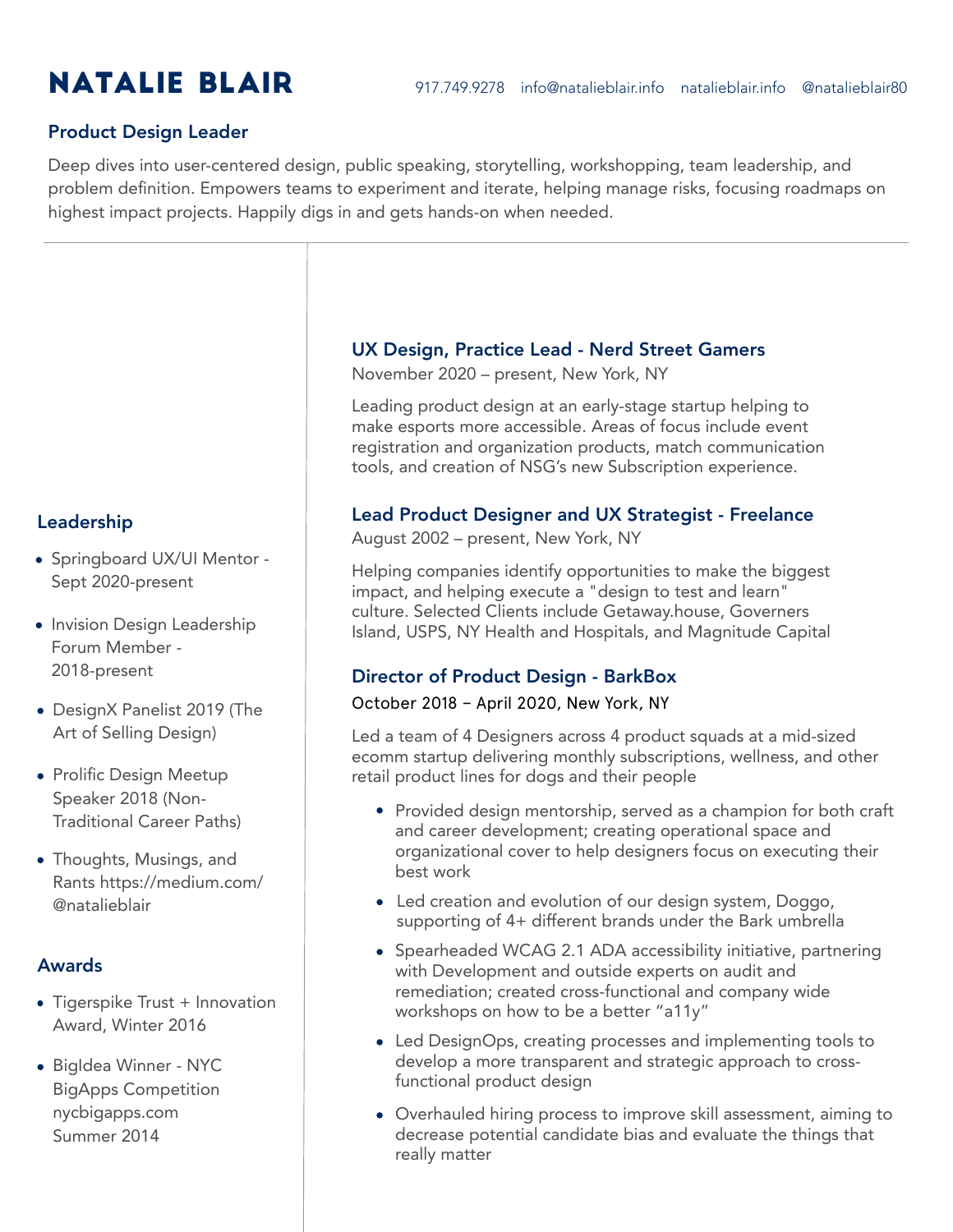# NATALIE BLAIR

917.749.9278 info@natalieblair.info natalieblair.info @natalieblair80

## Product Design Leader

Deep dives into user-centered design, public speaking, storytelling, workshopping, team leadership, and problem definition. Empowers teams to experiment and iterate, helping manage risks, focusing roadmaps on highest impact projects. Happily digs in and gets hands-on when needed.

---

### UX Design, Practice Lead - Nerd Street Gamers

November 2020 – present, New York, NY

Leading product design at an early-stage startup helping to make esports more accessible. Areas of focus include event registration and organization products, match communication tools, and creation of NSG's new Subscription experience.

### Lead Product Designer and UX Strategist - Freelance

August 2002 – present, New York, NY

Helping companies identify opportunities to make the biggest impact, and helping execute a "design to test and learn" culture. Selected Clients include Getaway.house, Governers Island, USPS, NY Health and Hospitals, and Magnitude Capital

### Director of Product Design - BarkBox

October 2018 – April 2020, New York, NY

Led a team of 4 Designers across 4 product squads at a mid-sized ecomm startup delivering monthly subscriptions, wellness, and other retail product lines for dogs and their people

- Provided design mentorship, served as a champion for both craft and career development; creating operational space and organizational cover to help designers focus on executing their best work
- Led creation and evolution of our design system, Doggo, supporting of 4+ different brands under the Bark umbrella
- Spearheaded WCAG 2.1 ADA accessibility initiative, partnering with Development and outside experts on audit and remediation; created cross-functional and company wide workshops on how to be a better "a11y"
- Led DesignOps, creating processes and implementing tools to develop a more transparent and strategic approach to cross-functional product design
- Overhauled hiring process to improve skill assessment, aiming to decrease potential candidate bias and evaluate the things that really matter

## Leadership

- Springboard UX/UI Mentor - Sept 2020-present
- Invision Design Leadership Forum Member - 2018-present
- DesignX Panelist 2019 (The Art of Selling Design)
- Prolific Design Meetup Speaker 2018 (Non-Traditional Career Paths)
- Thoughts, Musings, and Rants https://medium.com/@natalieblair

## Awards

- Tigerspike Trust + Innovation Award, Winter 2016
- BigIdea Winner - NYC BigApps Competition nycbigapps.com Summer 2014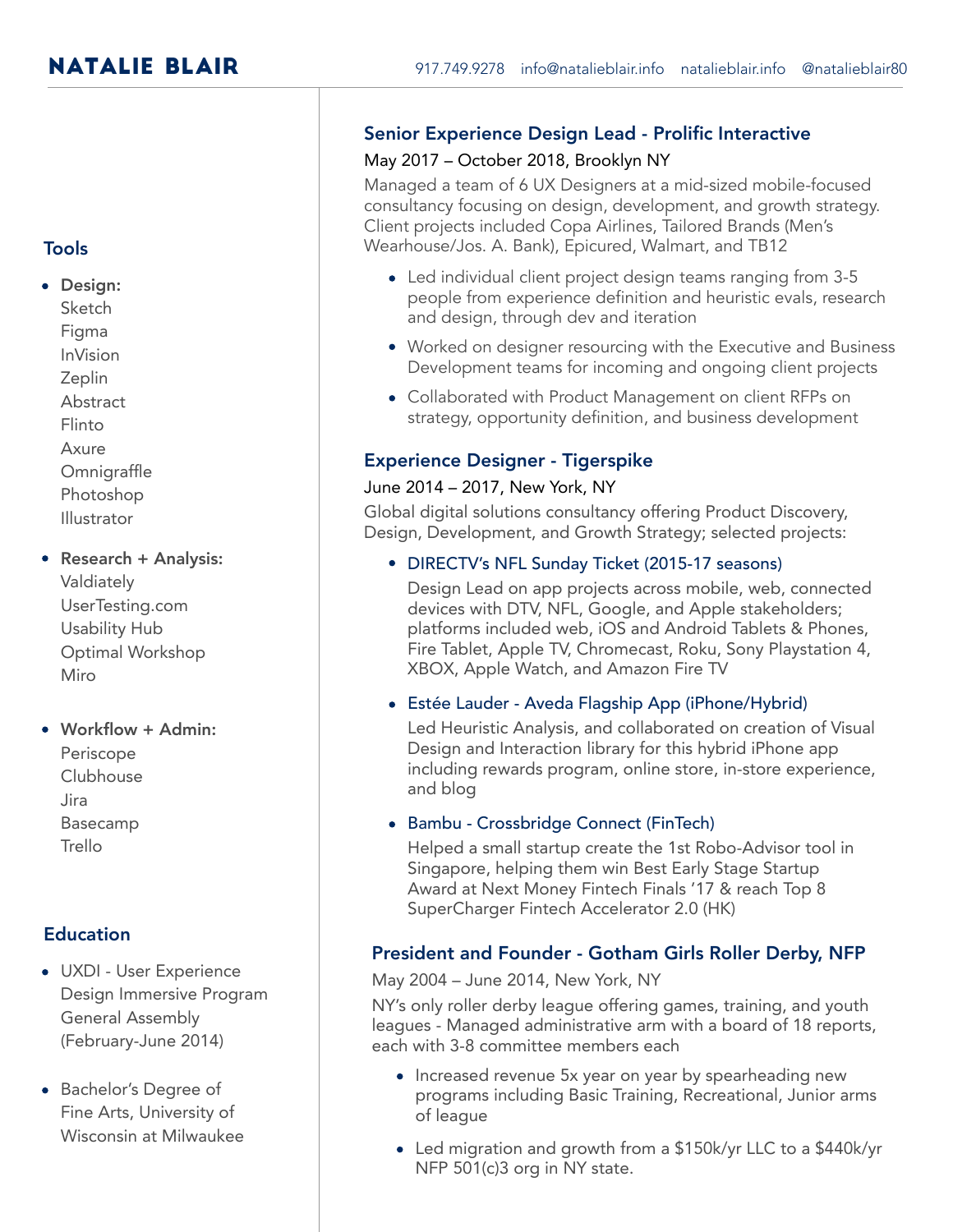# NATALIE BLAIR

917.749.9278 info@natalieblair.info natalieblair.info @natalieblair80

## Senior Experience Design Lead - Prolific Interactive

May 2017 – October 2018, Brooklyn NY

Managed a team of 6 UX Designers at a mid-sized mobile-focused consultancy focusing on design, development, and growth strategy. Client projects included Copa Airlines, Tailored Brands (Men's Wearhouse/Jos. A. Bank), Epicured, Walmart, and TB12

- Led individual client project design teams ranging from 3-5 people from experience definition and heuristic evals, research and design, through dev and iteration
- Worked on designer resourcing with the Executive and Business Development teams for incoming and ongoing client projects
- Collaborated with Product Management on client RFPs on strategy, opportunity definition, and business development

## Experience Designer - Tigerspike

June 2014 – 2017, New York, NY

Global digital solutions consultancy offering Product Discovery, Design, Development, and Growth Strategy; selected projects:

- **DIRECTV's NFL Sunday Ticket (2015-17 seasons)**
  Design Lead on app projects across mobile, web, connected devices with DTV, NFL, Google, and Apple stakeholders; platforms included web, iOS and Android Tablets & Phones, Fire Tablet, Apple TV, Chromecast, Roku, Sony Playstation 4, XBOX, Apple Watch, and Amazon Fire TV
- **Estée Lauder - Aveda Flagship App (iPhone/Hybrid)**
  Led Heuristic Analysis, and collaborated on creation of Visual Design and Interaction library for this hybrid iPhone app including rewards program, online store, in-store experience, and blog
- **Bambu - Crossbridge Connect (FinTech)**
  Helped a small startup create the 1st Robo-Advisor tool in Singapore, helping them win Best Early Stage Startup Award at Next Money Fintech Finals '17 & reach Top 8 SuperCharger Fintech Accelerator 2.0 (HK)

## President and Founder - Gotham Girls Roller Derby, NFP

May 2004 – June 2014, New York, NY

NY's only roller derby league offering games, training, and youth leagues - Managed administrative arm with a board of 18 reports, each with 3-8 committee members each

- Increased revenue 5x year on year by spearheading new programs including Basic Training, Recreational, Junior arms of league
- Led migration and growth from a $150k/yr LLC to a $440k/yr NFP 501(c)3 org in NY state.

## Tools

- **Design:**
  Sketch
  Figma
  InVision
  Zeplin
  Abstract
  Flinto
  Axure
  Omnigraffle
  Photoshop
  Illustrator
- **Research + Analysis:**
  Valdiately
  UserTesting.com
  Usability Hub
  Optimal Workshop
  Miro
- **Workflow + Admin:**
  Periscope
  Clubhouse
  Jira
  Basecamp
  Trello

## Education

- UXDI - User Experience Design Immersive Program General Assembly (February-June 2014)
- Bachelor's Degree of Fine Arts, University of Wisconsin at Milwaukee